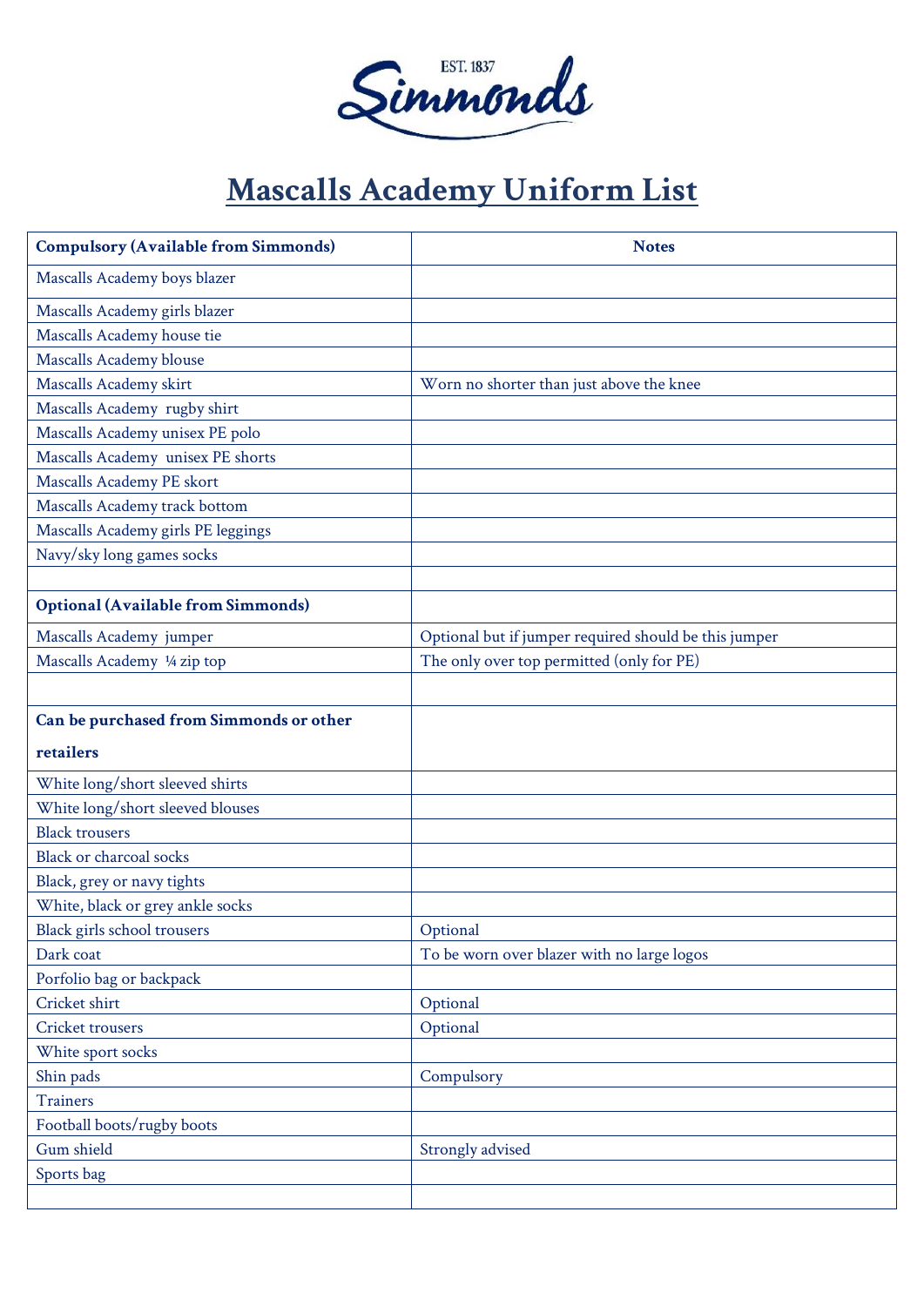EST. 1837 Simmonds

# Mascalls Academy Uniform List

| Compulsory (Available from Simmonds) | Notes |
|---|---|
| Mascalls Academy boys blazer | |
| Mascalls Academy girls blazer | |
| Mascalls Academy house tie | |
| Mascalls Academy blouse | |
| Mascalls Academy skirt | Worn no shorter than just above the knee |
| Mascalls Academy rugby shirt | |
| Mascalls Academy unisex PE polo | |
| Mascalls Academy unisex PE shorts | |
| Mascalls Academy PE skort | |
| Mascalls Academy track bottom | |
| Mascalls Academy girls PE leggings | |
| Navy/sky long games socks | |
| | |
| **Optional (Available from Simmonds)** | |
| Mascalls Academy jumper | Optional but if jumper required should be this jumper |
| Mascalls Academy ¼ zip top | The only over top permitted (only for PE) |
| | |
| **Can be purchased from Simmonds or other retailers** | |
| White long/short sleeved shirts | |
| White long/short sleeved blouses | |
| Black trousers | |
| Black or charcoal socks | |
| Black, grey or navy tights | |
| White, black or grey ankle socks | |
| Black girls school trousers | Optional |
| Dark coat | To be worn over blazer with no large logos |
| Porfolio bag or backpack | |
| Cricket shirt | Optional |
| Cricket trousers | Optional |
| White sport socks | |
| Shin pads | Compulsory |
| Trainers | |
| Football boots/rugby boots | |
| Gum shield | Strongly advised |
| Sports bag | |
| | |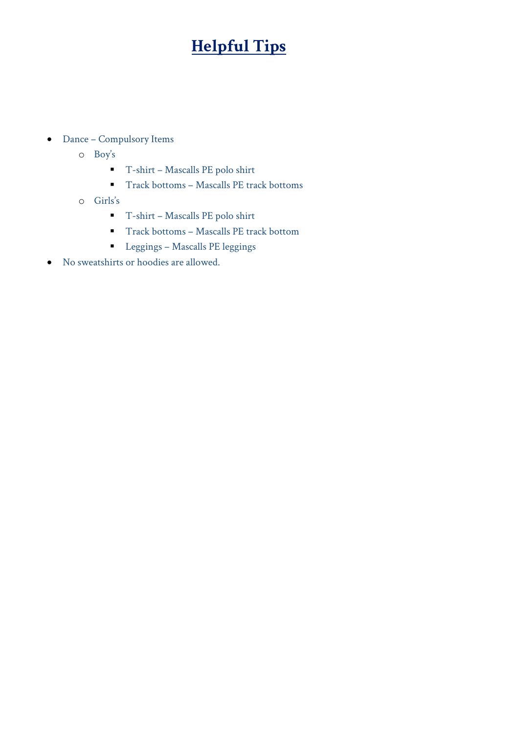# Helpful Tips

- Dance – Compulsory Items
  - Boy's
    - T-shirt – Mascalls PE polo shirt
    - Track bottoms – Mascalls PE track bottoms
  - Girls's
    - T-shirt – Mascalls PE polo shirt
    - Track bottoms – Mascalls PE track bottom
    - Leggings – Mascalls PE leggings
- No sweatshirts or hoodies are allowed.